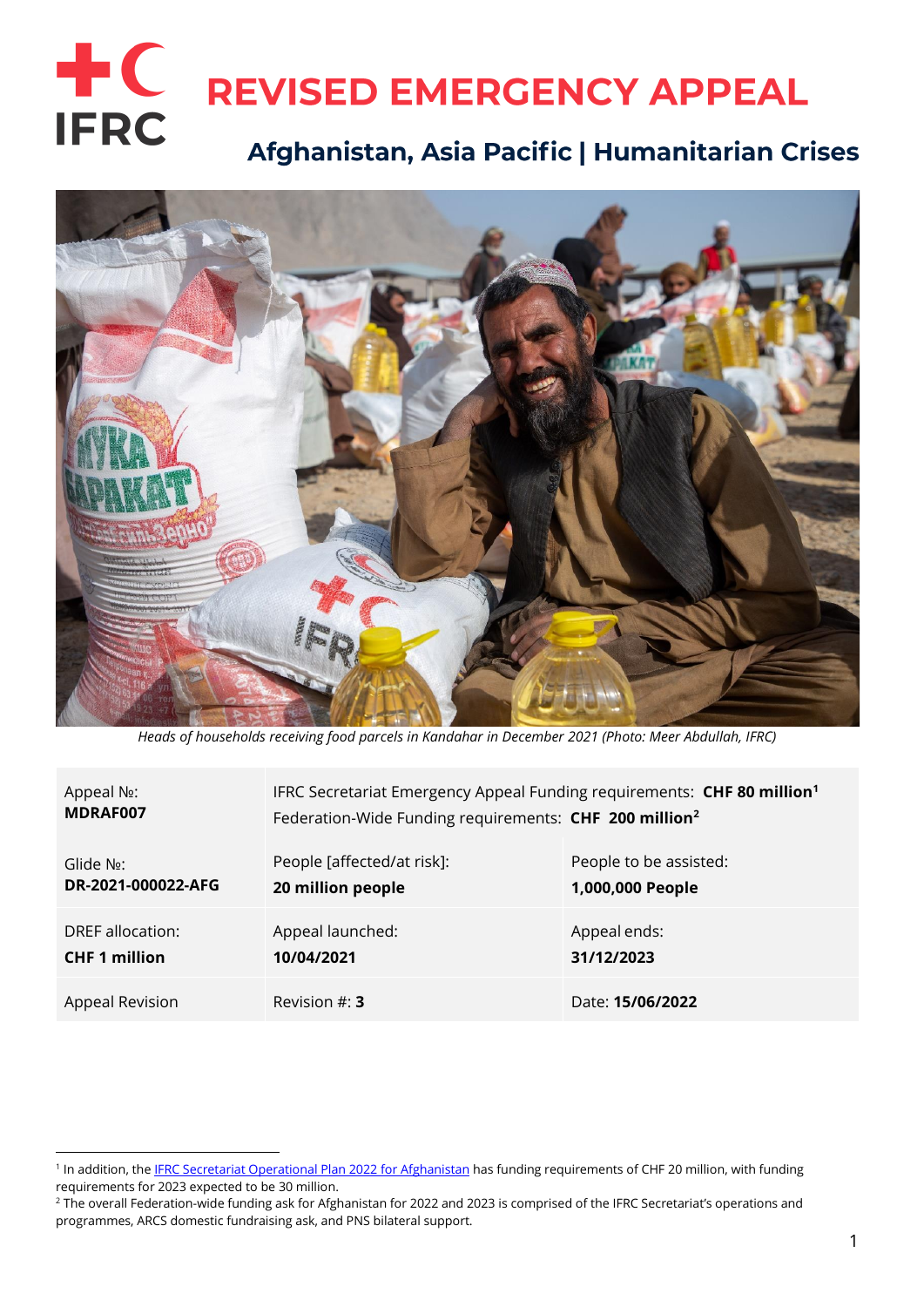# REVISED EMERGENCY APPEAL

## Afghanistan, Asia Pacific | Humanitarian Crises

*Heads of households receiving food parcels in Kandahar in December 2021 (Photo: Meer Abdullah, IFRC)*

| Appeal №: **MDRAF007** | IFRC Secretariat Emergency Appeal Funding requirements: **CHF 80 million**[1] Federation-Wide Funding requirements: **CHF 200 million**[2] | |
|---|---|---|
| Glide №: **DR-2021-000022-AFG** | People [affected/at risk]: **20 million people** | People to be assisted: **1,000,000 People** |
| DREF allocation: **CHF 1 million** | Appeal launched: **10/04/2021** | Appeal ends: **31/12/2023** |
| Appeal Revision | Revision #: **3** | Date: **15/06/2022** |

---

[1] In addition, the IFRC Secretariat Operational Plan 2022 for Afghanistan has funding requirements of CHF 20 million, with funding requirements for 2023 expected to be 30 million.

[2] The overall Federation-wide funding ask for Afghanistan for 2022 and 2023 is comprised of the IFRC Secretariat's operations and programmes, ARCS domestic fundraising ask, and PNS bilateral support.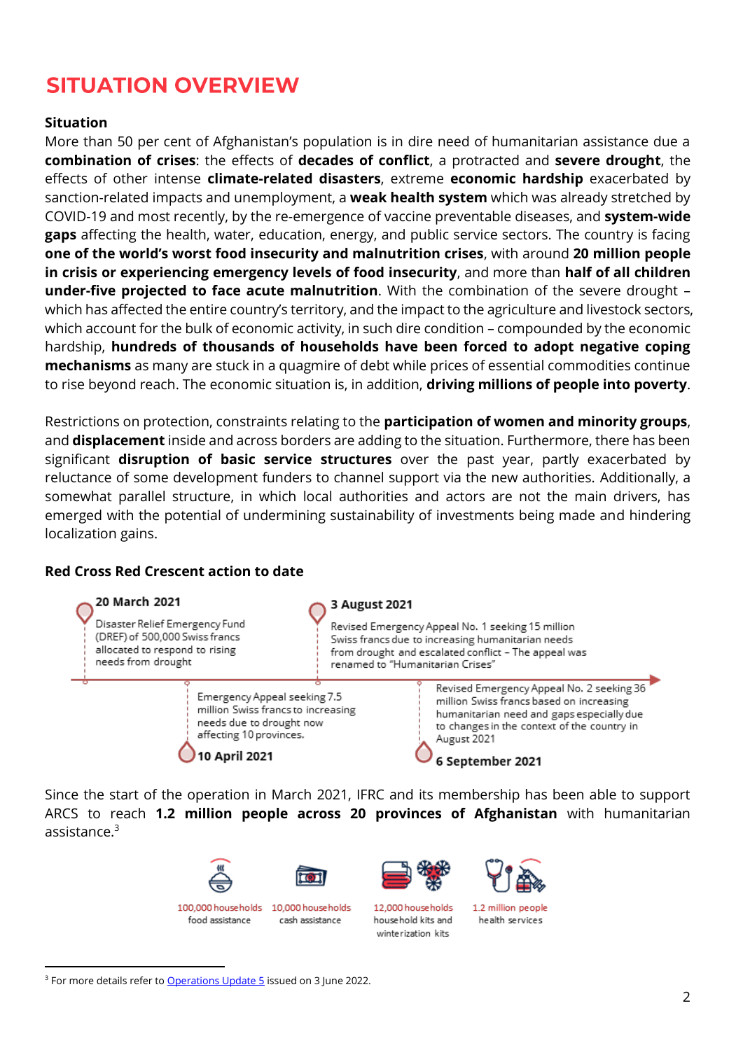# SITUATION OVERVIEW

### Situation

More than 50 per cent of Afghanistan's population is in dire need of humanitarian assistance due a **combination of crises**: the effects of **decades of conflict**, a protracted and **severe drought**, the effects of other intense **climate-related disasters**, extreme **economic hardship** exacerbated by sanction-related impacts and unemployment, a **weak health system** which was already stretched by COVID-19 and most recently, by the re-emergence of vaccine preventable diseases, and **system-wide gaps** affecting the health, water, education, energy, and public service sectors. The country is facing **one of the world's worst food insecurity and malnutrition crises**, with around **20 million people in crisis or experiencing emergency levels of food insecurity**, and more than **half of all children under-five projected to face acute malnutrition**. With the combination of the severe drought – which has affected the entire country's territory, and the impact to the agriculture and livestock sectors, which account for the bulk of economic activity, in such dire condition – compounded by the economic hardship, **hundreds of thousands of households have been forced to adopt negative coping mechanisms** as many are stuck in a quagmire of debt while prices of essential commodities continue to rise beyond reach. The economic situation is, in addition, **driving millions of people into poverty**.

Restrictions on protection, constraints relating to the **participation of women and minority groups**, and **displacement** inside and across borders are adding to the situation. Furthermore, there has been significant **disruption of basic service structures** over the past year, partly exacerbated by reluctance of some development funders to channel support via the new authorities. Additionally, a somewhat parallel structure, in which local authorities and actors are not the main drivers, has emerged with the potential of undermining sustainability of investments being made and hindering localization gains.

### Red Cross Red Crescent action to date

- **20 March 2021**: Disaster Relief Emergency Fund (DREF) of 500,000 Swiss francs allocated to respond to rising needs from drought
- **10 April 2021**: Emergency Appeal seeking 7.5 million Swiss francs to increasing needs due to drought now affecting 10 provinces.
- **3 August 2021**: Revised Emergency Appeal No. 1 seeking 15 million Swiss francs due to increasing humanitarian needs from drought and escalated conflict – The appeal was renamed to "Humanitarian Crises"
- **6 September 2021**: Revised Emergency Appeal No. 2 seeking 36 million Swiss francs based on increasing humanitarian need and gaps especially due to changes in the context of the country in August 2021

Since the start of the operation in March 2021, IFRC and its membership has been able to support ARCS to reach **1.2 million people across 20 provinces of Afghanistan** with humanitarian assistance.[3]

- 100,000 households food assistance
- 10,000 households cash assistance
- 12,000 households household kits and winterization kits
- 1.2 million people health services

[3] For more details refer to Operations Update 5 issued on 3 June 2022.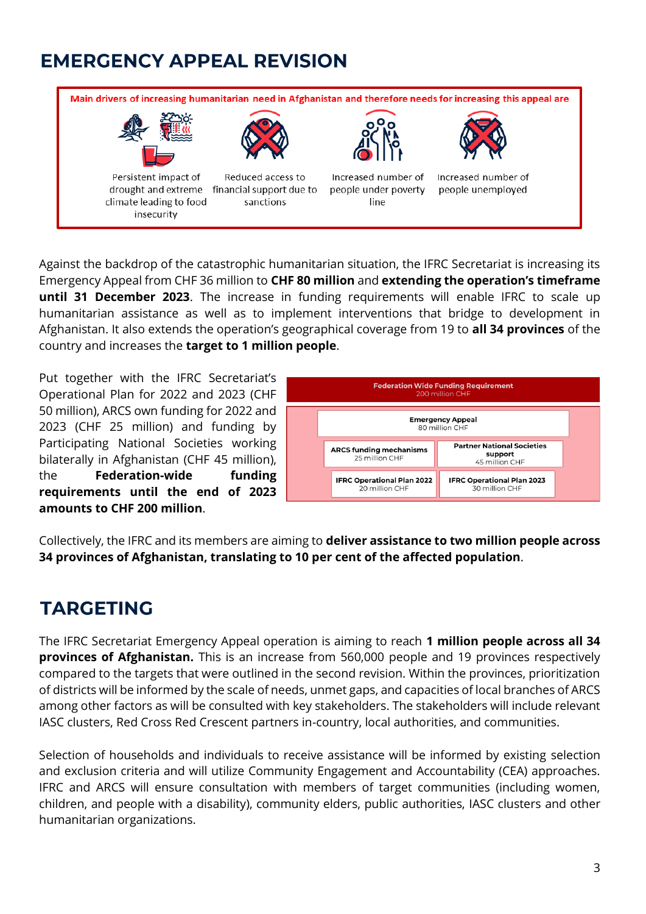# EMERGENCY APPEAL REVISION

**Main drivers of increasing humanitarian need in Afghanistan and therefore needs for increasing this appeal are**

- Persistent impact of drought and extreme climate leading to food insecurity
- Reduced access to financial support due to sanctions
- Increased number of people under poverty line
- Increased number of people unemployed

Against the backdrop of the catastrophic humanitarian situation, the IFRC Secretariat is increasing its Emergency Appeal from CHF 36 million to **CHF 80 million** and **extending the operation's timeframe until 31 December 2023**. The increase in funding requirements will enable IFRC to scale up humanitarian assistance as well as to implement interventions that bridge to development in Afghanistan. It also extends the operation's geographical coverage from 19 to **all 34 provinces** of the country and increases the **target to 1 million people**.

Put together with the IFRC Secretariat's Operational Plan for 2022 and 2023 (CHF 50 million), ARCS own funding for 2022 and 2023 (CHF 25 million) and funding by Participating National Societies working bilaterally in Afghanistan (CHF 45 million), the **Federation-wide funding requirements until the end of 2023 amounts to CHF 200 million**.

| Federation Wide Funding Requirement 200 million CHF | |
|---|---|
| Emergency Appeal 80 million CHF | |
| ARCS funding mechanisms 25 million CHF | Partner National Societies support 45 million CHF |
| IFRC Operational Plan 2022 20 million CHF | IFRC Operational Plan 2023 30 million CHF |

Collectively, the IFRC and its members are aiming to **deliver assistance to two million people across 34 provinces of Afghanistan, translating to 10 per cent of the affected population**.

# TARGETING

The IFRC Secretariat Emergency Appeal operation is aiming to reach **1 million people across all 34 provinces of Afghanistan.** This is an increase from 560,000 people and 19 provinces respectively compared to the targets that were outlined in the second revision. Within the provinces, prioritization of districts will be informed by the scale of needs, unmet gaps, and capacities of local branches of ARCS among other factors as will be consulted with key stakeholders. The stakeholders will include relevant IASC clusters, Red Cross Red Crescent partners in-country, local authorities, and communities.

Selection of households and individuals to receive assistance will be informed by existing selection and exclusion criteria and will utilize Community Engagement and Accountability (CEA) approaches. IFRC and ARCS will ensure consultation with members of target communities (including women, children, and people with a disability), community elders, public authorities, IASC clusters and other humanitarian organizations.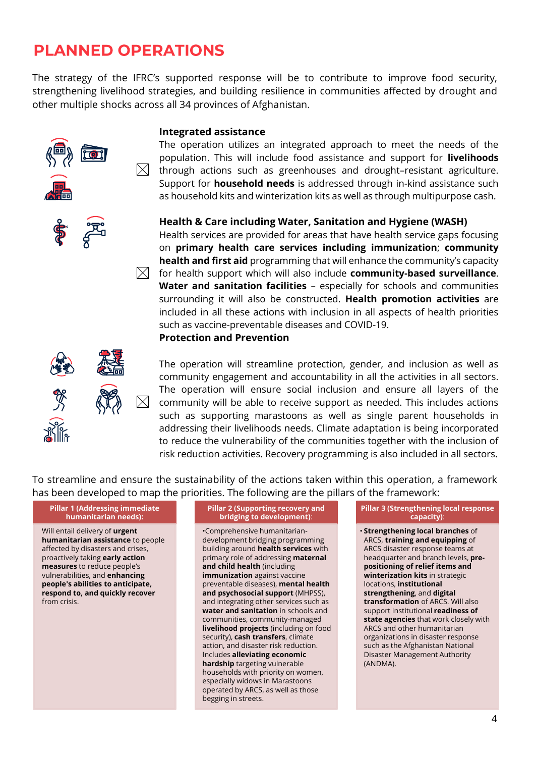# PLANNED OPERATIONS

The strategy of the IFRC's supported response will be to contribute to improve food security, strengthening livelihood strategies, and building resilience in communities affected by drought and other multiple shocks across all 34 provinces of Afghanistan.

### Integrated assistance

The operation utilizes an integrated approach to meet the needs of the population. This will include food assistance and support for **livelihoods** through actions such as greenhouses and drought–resistant agriculture. Support for **household needs** is addressed through in-kind assistance such as household kits and winterization kits as well as through multipurpose cash.

### Health & Care including Water, Sanitation and Hygiene (WASH)

Health services are provided for areas that have health service gaps focusing on **primary health care services including immunization**; **community health and first aid** programming that will enhance the community's capacity for health support which will also include **community-based surveillance**. **Water and sanitation facilities** – especially for schools and communities surrounding it will also be constructed. **Health promotion activities** are included in all these actions with inclusion in all aspects of health priorities such as vaccine-preventable diseases and COVID-19.

### Protection and Prevention

The operation will streamline protection, gender, and inclusion as well as community engagement and accountability in all the activities in all sectors. The operation will ensure social inclusion and ensure all layers of the community will be able to receive support as needed. This includes actions such as supporting marastoons as well as single parent households in addressing their livelihoods needs. Climate adaptation is being incorporated to reduce the vulnerability of the communities together with the inclusion of risk reduction activities. Recovery programming is also included in all sectors.

To streamline and ensure the sustainability of the actions taken within this operation, a framework has been developed to map the priorities. The following are the pillars of the framework:

| Pillar 1 (Addressing immediate humanitarian needs): | Pillar 2 (Supporting recovery and bridging to development): | Pillar 3 (Strengthening local response capacity): |
|---|---|---|
| Will entail delivery of **urgent humanitarian assistance** to people affected by disasters and crises, proactively taking **early action measures** to reduce people's vulnerabilities, and **enhancing people's abilities to anticipate, respond to, and quickly recover** from crisis. | •Comprehensive humanitarian-development bridging programming building around **health services** with primary role of addressing **maternal and child health** (including **immunization** against vaccine preventable diseases), **mental health and psychosocial support** (MHPSS), and integrating other services such as **water and sanitation** in schools and communities, community-managed **livelihood projects** (including on food security), **cash transfers**, climate action, and disaster risk reduction. Includes **alleviating economic hardship** targeting vulnerable households with priority on women, especially widows in Marastoons operated by ARCS, as well as those begging in streets. | • **Strengthening local branches** of ARCS, **training and equipping** of ARCS disaster response teams at headquarter and branch levels, **pre-positioning of relief items and winterization kits** in strategic locations, **institutional strengthening**, and **digital transformation** of ARCS. Will also support institutional **readiness of state agencies** that work closely with ARCS and other humanitarian organizations in disaster response such as the Afghanistan National Disaster Management Authority (ANDMA). |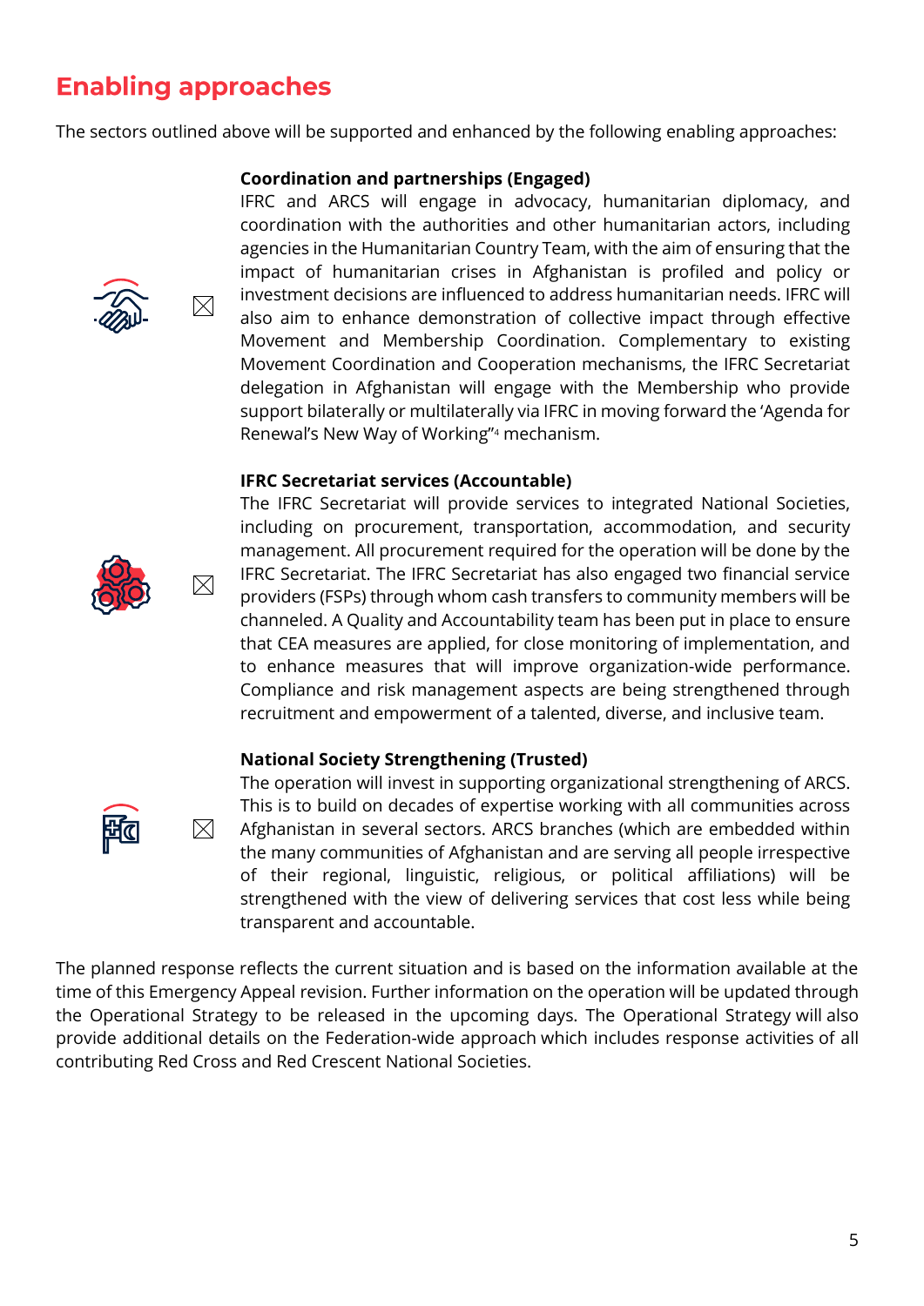# Enabling approaches

The sectors outlined above will be supported and enhanced by the following enabling approaches:

**Coordination and partnerships (Engaged)**
IFRC and ARCS will engage in advocacy, humanitarian diplomacy, and coordination with the authorities and other humanitarian actors, including agencies in the Humanitarian Country Team, with the aim of ensuring that the impact of humanitarian crises in Afghanistan is profiled and policy or investment decisions are influenced to address humanitarian needs. IFRC will also aim to enhance demonstration of collective impact through effective Movement and Membership Coordination. Complementary to existing Movement Coordination and Cooperation mechanisms, the IFRC Secretariat delegation in Afghanistan will engage with the Membership who provide support bilaterally or multilaterally via IFRC in moving forward the 'Agenda for Renewal's New Way of Working"[4] mechanism.

**IFRC Secretariat services (Accountable)**
The IFRC Secretariat will provide services to integrated National Societies, including on procurement, transportation, accommodation, and security management. All procurement required for the operation will be done by the IFRC Secretariat. The IFRC Secretariat has also engaged two financial service providers (FSPs) through whom cash transfers to community members will be channeled. A Quality and Accountability team has been put in place to ensure that CEA measures are applied, for close monitoring of implementation, and to enhance measures that will improve organization-wide performance. Compliance and risk management aspects are being strengthened through recruitment and empowerment of a talented, diverse, and inclusive team.

**National Society Strengthening (Trusted)**
The operation will invest in supporting organizational strengthening of ARCS. This is to build on decades of expertise working with all communities across Afghanistan in several sectors. ARCS branches (which are embedded within the many communities of Afghanistan and are serving all people irrespective of their regional, linguistic, religious, or political affiliations) will be strengthened with the view of delivering services that cost less while being transparent and accountable.

The planned response reflects the current situation and is based on the information available at the time of this Emergency Appeal revision. Further information on the operation will be updated through the Operational Strategy to be released in the upcoming days. The Operational Strategy will also provide additional details on the Federation-wide approach which includes response activities of all contributing Red Cross and Red Crescent National Societies.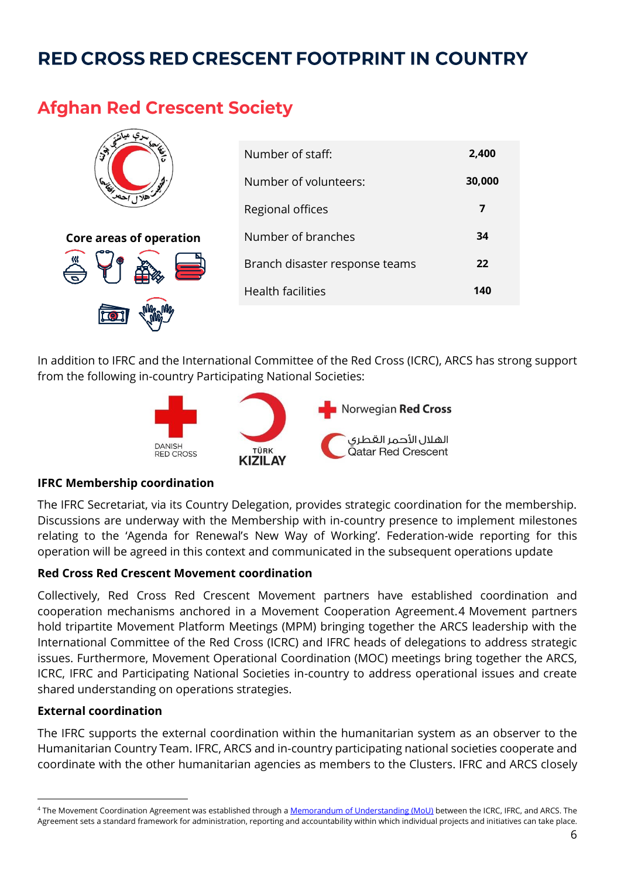# RED CROSS RED CRESCENT FOOTPRINT IN COUNTRY

## Afghan Red Crescent Society

**Core areas of operation**

| Number of staff: | 2,400 |
|---|---|
| Number of volunteers: | 30,000 |
| Regional offices | 7 |
| Number of branches | 34 |
| Branch disaster response teams | 22 |
| Health facilities | 140 |

In addition to IFRC and the International Committee of the Red Cross (ICRC), ARCS has strong support from the following in-country Participating National Societies:

DANISH RED CROSS

TÜRK KIZILAY

Norwegian Red Cross

الهلال الأحمر القطري
Qatar Red Crescent

**IFRC Membership coordination**

The IFRC Secretariat, via its Country Delegation, provides strategic coordination for the membership. Discussions are underway with the Membership with in-country presence to implement milestones relating to the 'Agenda for Renewal's New Way of Working'. Federation-wide reporting for this operation will be agreed in this context and communicated in the subsequent operations update

**Red Cross Red Crescent Movement coordination**

Collectively, Red Cross Red Crescent Movement partners have established coordination and cooperation mechanisms anchored in a Movement Cooperation Agreement.[4] Movement partners hold tripartite Movement Platform Meetings (MPM) bringing together the ARCS leadership with the International Committee of the Red Cross (ICRC) and IFRC heads of delegations to address strategic issues. Furthermore, Movement Operational Coordination (MOC) meetings bring together the ARCS, ICRC, IFRC and Participating National Societies in-country to address operational issues and create shared understanding on operations strategies.

**External coordination**

The IFRC supports the external coordination within the humanitarian system as an observer to the Humanitarian Country Team. IFRC, ARCS and in-country participating national societies cooperate and coordinate with the other humanitarian agencies as members to the Clusters. IFRC and ARCS closely

[4] The Movement Coordination Agreement was established through a Memorandum of Understanding (MoU) between the ICRC, IFRC, and ARCS. The Agreement sets a standard framework for administration, reporting and accountability within which individual projects and initiatives can take place.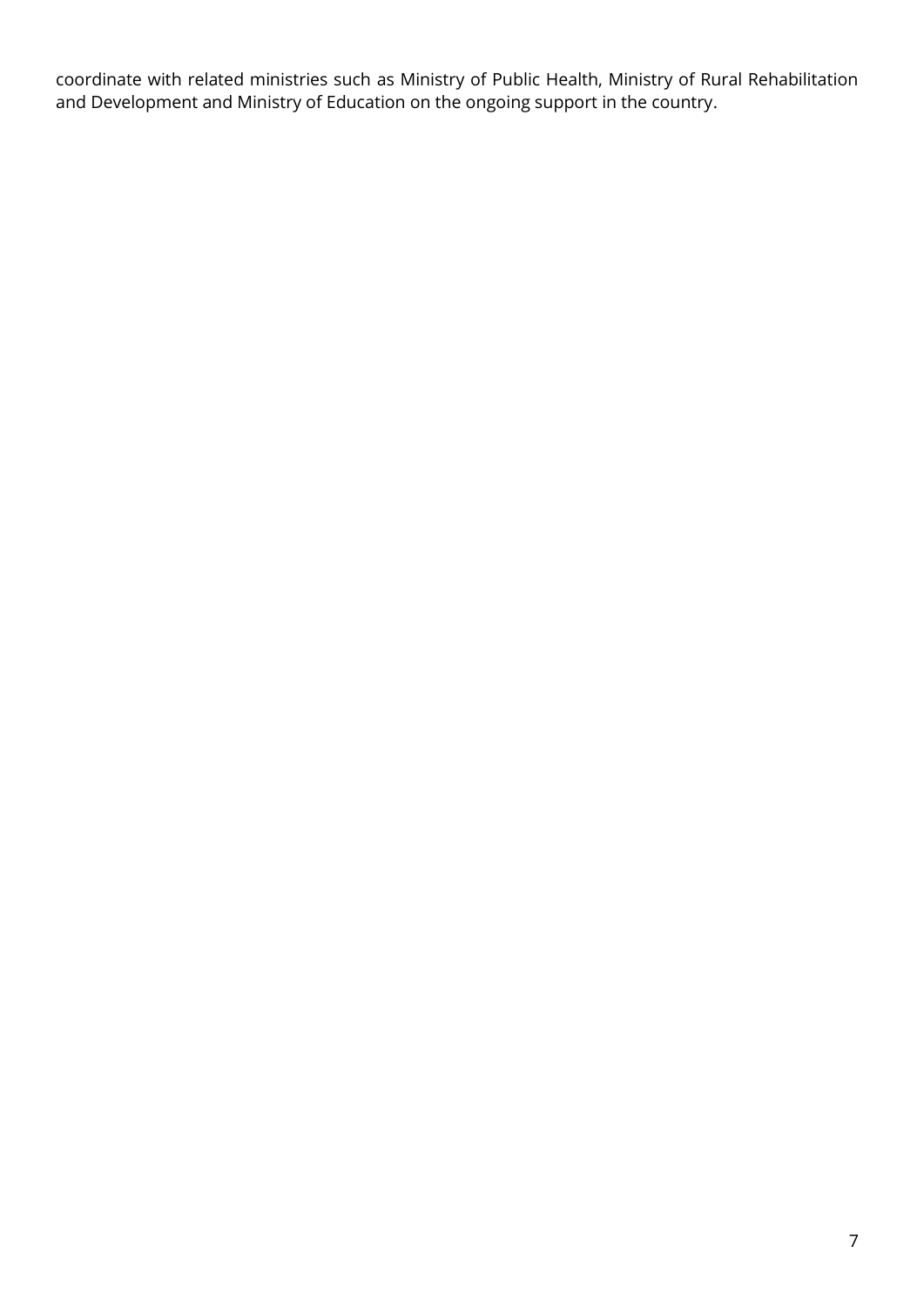coordinate with related ministries such as Ministry of Public Health, Ministry of Rural Rehabilitation and Development and Ministry of Education on the ongoing support in the country.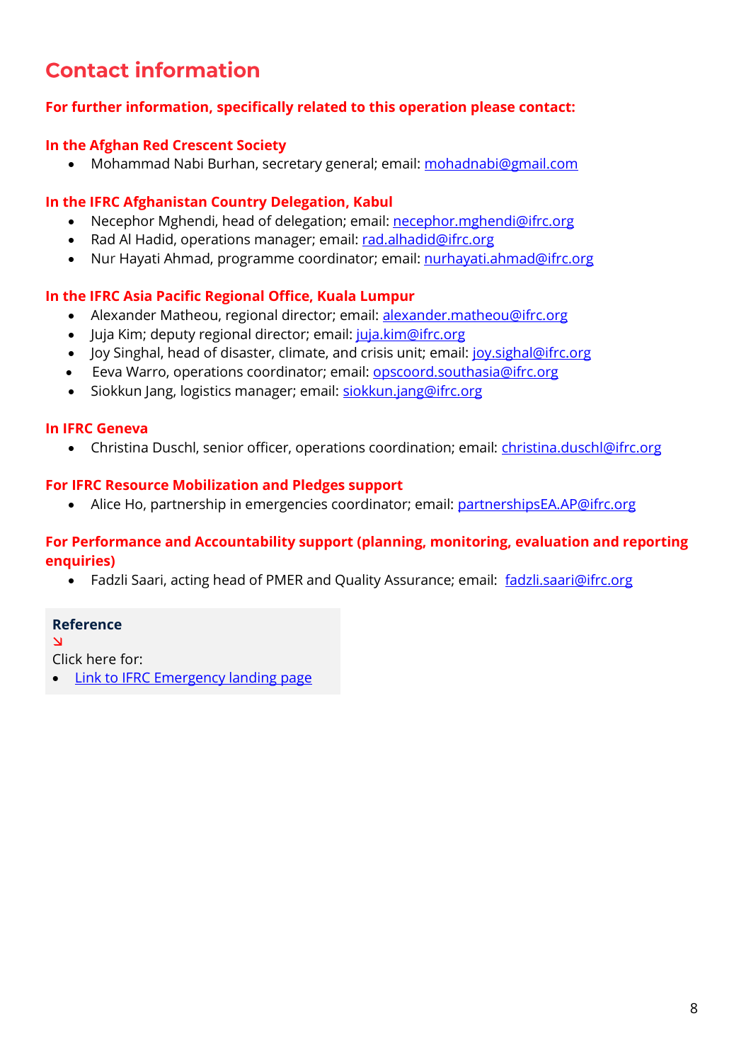## Contact information

**For further information, specifically related to this operation please contact:**

**In the Afghan Red Crescent Society**

- Mohammad Nabi Burhan, secretary general; email: mohadnabi@gmail.com

**In the IFRC Afghanistan Country Delegation, Kabul**

- Necephor Mghendi, head of delegation; email: necephor.mghendi@ifrc.org
- Rad Al Hadid, operations manager; email: rad.alhadid@ifrc.org
- Nur Hayati Ahmad, programme coordinator; email: nurhayati.ahmad@ifrc.org

**In the IFRC Asia Pacific Regional Office, Kuala Lumpur**

- Alexander Matheou, regional director; email: alexander.matheou@ifrc.org
- Juja Kim; deputy regional director; email: juja.kim@ifrc.org
- Joy Singhal, head of disaster, climate, and crisis unit; email: joy.sighal@ifrc.org
- Eeva Warro, operations coordinator; email: opscoord.southasia@ifrc.org
- Siokkun Jang, logistics manager; email: siokkun.jang@ifrc.org

**In IFRC Geneva**

- Christina Duschl, senior officer, operations coordination; email: christina.duschl@ifrc.org

**For IFRC Resource Mobilization and Pledges support**

- Alice Ho, partnership in emergencies coordinator; email: partnershipsEA.AP@ifrc.org

**For Performance and Accountability support (planning, monitoring, evaluation and reporting enquiries)**

- Fadzli Saari, acting head of PMER and Quality Assurance; email: fadzli.saari@ifrc.org

**Reference**
↘
Click here for:
- Link to IFRC Emergency landing page